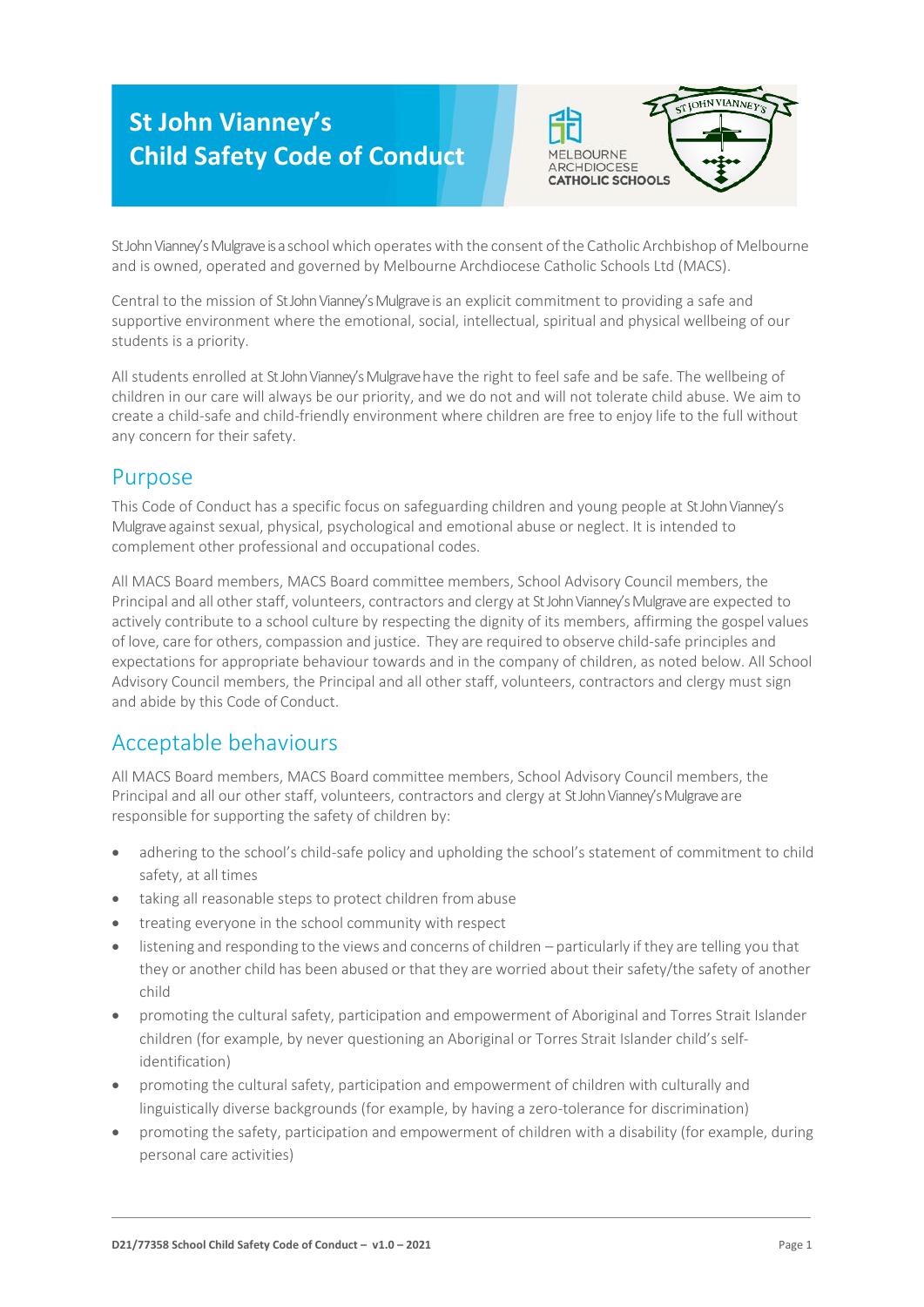# St John Vianney's Child Safety Code of Conduct

MELBOURNE ARCHDIOCESE CATHOLIC SCHOOLS

St John Vianney's Mulgrave is a school which operates with the consent of the Catholic Archbishop of Melbourne and is owned, operated and governed by Melbourne Archdiocese Catholic Schools Ltd (MACS).

Central to the mission of St John Vianney's Mulgrave is an explicit commitment to providing a safe and supportive environment where the emotional, social, intellectual, spiritual and physical wellbeing of our students is a priority.

All students enrolled at St John Vianney's Mulgrave have the right to feel safe and be safe. The wellbeing of children in our care will always be our priority, and we do not and will not tolerate child abuse. We aim to create a child-safe and child-friendly environment where children are free to enjoy life to the full without any concern for their safety.

## Purpose

This Code of Conduct has a specific focus on safeguarding children and young people at St John Vianney's Mulgrave against sexual, physical, psychological and emotional abuse or neglect. It is intended to complement other professional and occupational codes.

All MACS Board members, MACS Board committee members, School Advisory Council members, the Principal and all other staff, volunteers, contractors and clergy at St John Vianney's Mulgrave are expected to actively contribute to a school culture by respecting the dignity of its members, affirming the gospel values of love, care for others, compassion and justice. They are required to observe child-safe principles and expectations for appropriate behaviour towards and in the company of children, as noted below. All School Advisory Council members, the Principal and all other staff, volunteers, contractors and clergy must sign and abide by this Code of Conduct.

## Acceptable behaviours

All MACS Board members, MACS Board committee members, School Advisory Council members, the Principal and all our other staff, volunteers, contractors and clergy at St John Vianney's Mulgrave are responsible for supporting the safety of children by:

- adhering to the school's child-safe policy and upholding the school's statement of commitment to child safety, at all times
- taking all reasonable steps to protect children from abuse
- treating everyone in the school community with respect
- listening and responding to the views and concerns of children – particularly if they are telling you that they or another child has been abused or that they are worried about their safety/the safety of another child
- promoting the cultural safety, participation and empowerment of Aboriginal and Torres Strait Islander children (for example, by never questioning an Aboriginal or Torres Strait Islander child's self-identification)
- promoting the cultural safety, participation and empowerment of children with culturally and linguistically diverse backgrounds (for example, by having a zero-tolerance for discrimination)
- promoting the safety, participation and empowerment of children with a disability (for example, during personal care activities)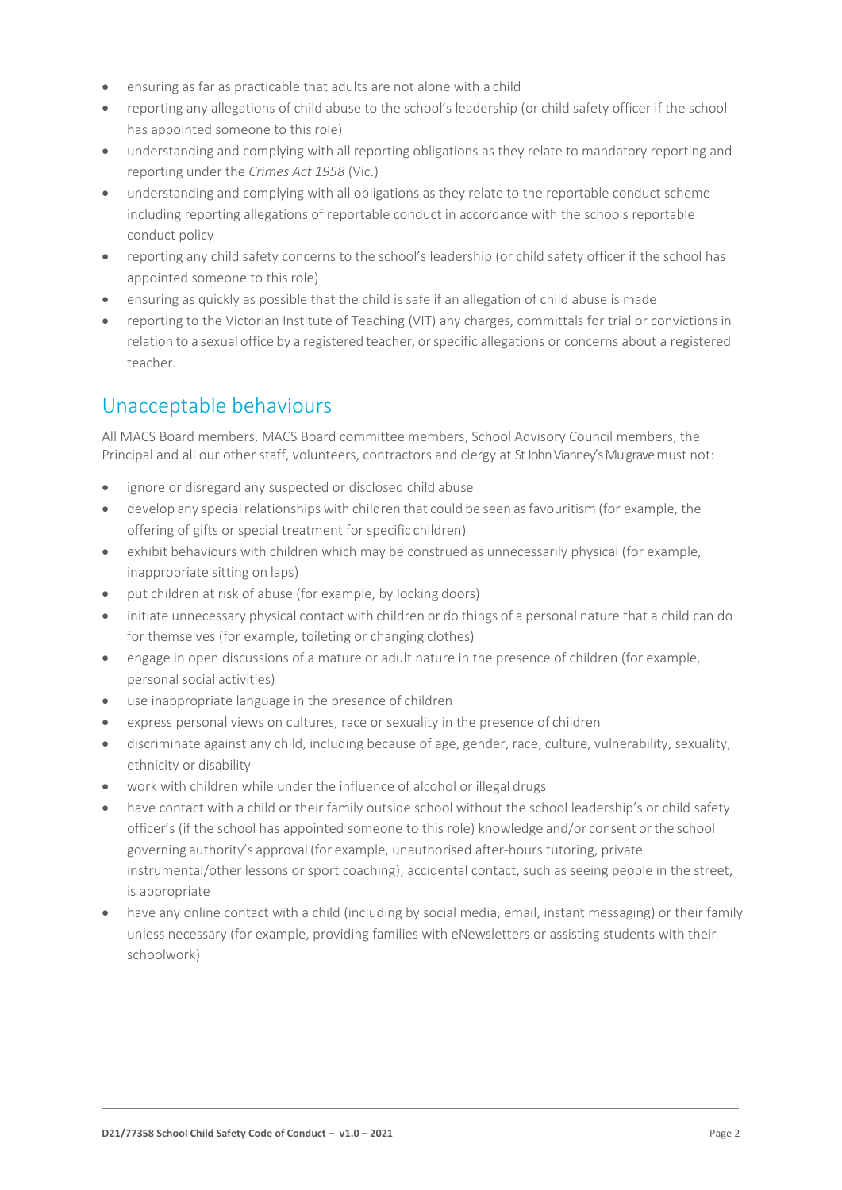- ensuring as far as practicable that adults are not alone with a child
- reporting any allegations of child abuse to the school's leadership (or child safety officer if the school has appointed someone to this role)
- understanding and complying with all reporting obligations as they relate to mandatory reporting and reporting under the *Crimes Act 1958* (Vic.)
- understanding and complying with all obligations as they relate to the reportable conduct scheme including reporting allegations of reportable conduct in accordance with the schools reportable conduct policy
- reporting any child safety concerns to the school's leadership (or child safety officer if the school has appointed someone to this role)
- ensuring as quickly as possible that the child is safe if an allegation of child abuse is made
- reporting to the Victorian Institute of Teaching (VIT) any charges, committals for trial or convictions in relation to a sexual office by a registered teacher, or specific allegations or concerns about a registered teacher.

## Unacceptable behaviours

All MACS Board members, MACS Board committee members, School Advisory Council members, the Principal and all our other staff, volunteers, contractors and clergy at St John Vianney's Mulgrave must not:

- ignore or disregard any suspected or disclosed child abuse
- develop any special relationships with children that could be seen as favouritism (for example, the offering of gifts or special treatment for specific children)
- exhibit behaviours with children which may be construed as unnecessarily physical (for example, inappropriate sitting on laps)
- put children at risk of abuse (for example, by locking doors)
- initiate unnecessary physical contact with children or do things of a personal nature that a child can do for themselves (for example, toileting or changing clothes)
- engage in open discussions of a mature or adult nature in the presence of children (for example, personal social activities)
- use inappropriate language in the presence of children
- express personal views on cultures, race or sexuality in the presence of children
- discriminate against any child, including because of age, gender, race, culture, vulnerability, sexuality, ethnicity or disability
- work with children while under the influence of alcohol or illegal drugs
- have contact with a child or their family outside school without the school leadership's or child safety officer's (if the school has appointed someone to this role) knowledge and/or consent or the school governing authority's approval (for example, unauthorised after-hours tutoring, private instrumental/other lessons or sport coaching); accidental contact, such as seeing people in the street, is appropriate
- have any online contact with a child (including by social media, email, instant messaging) or their family unless necessary (for example, providing families with eNewsletters or assisting students with their schoolwork)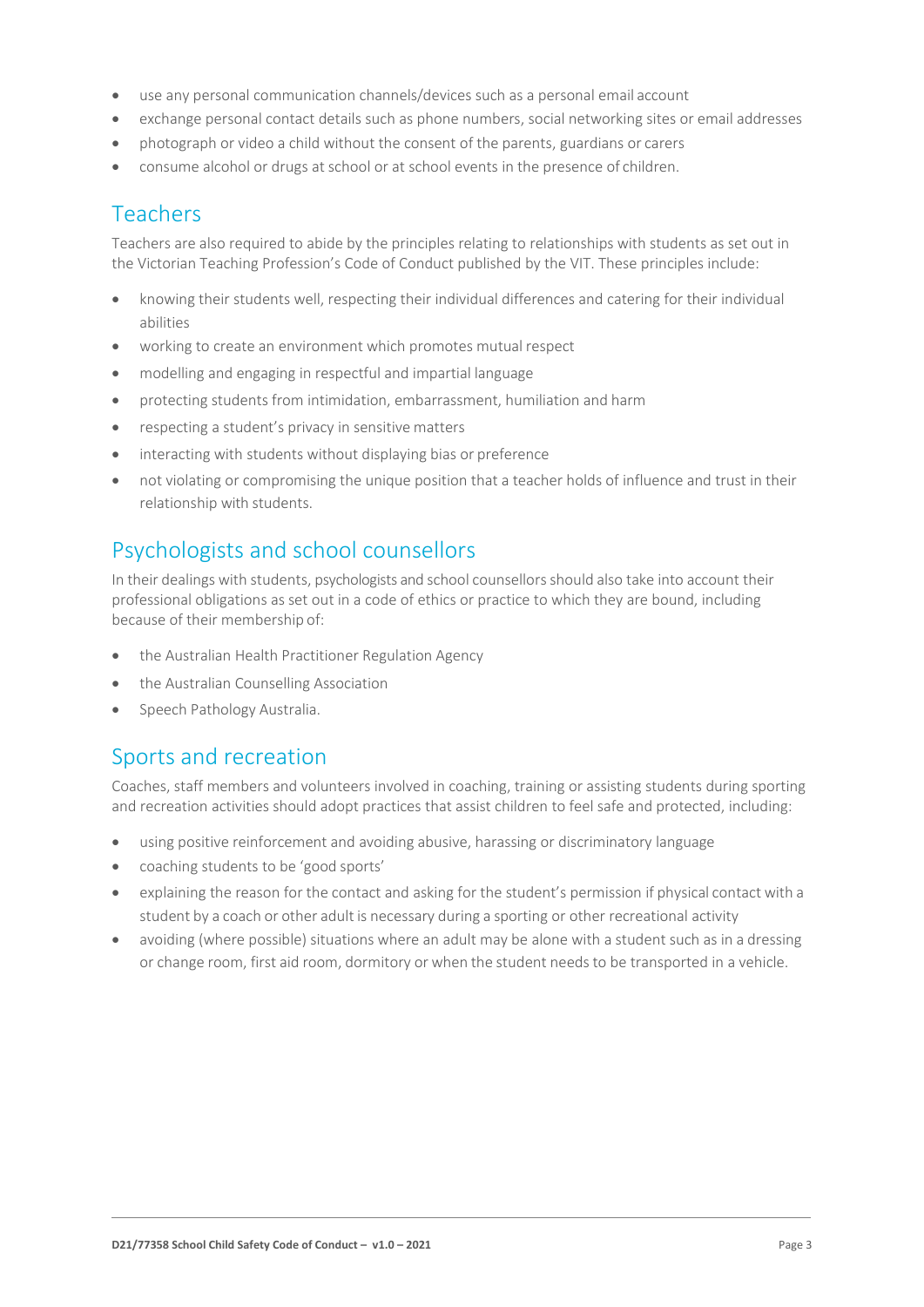- use any personal communication channels/devices such as a personal email account
- exchange personal contact details such as phone numbers, social networking sites or email addresses
- photograph or video a child without the consent of the parents, guardians or carers
- consume alcohol or drugs at school or at school events in the presence of children.

## Teachers

Teachers are also required to abide by the principles relating to relationships with students as set out in the Victorian Teaching Profession's Code of Conduct published by the VIT. These principles include:

- knowing their students well, respecting their individual differences and catering for their individual abilities
- working to create an environment which promotes mutual respect
- modelling and engaging in respectful and impartial language
- protecting students from intimidation, embarrassment, humiliation and harm
- respecting a student's privacy in sensitive matters
- interacting with students without displaying bias or preference
- not violating or compromising the unique position that a teacher holds of influence and trust in their relationship with students.

## Psychologists and school counsellors

In their dealings with students, psychologists and school counsellors should also take into account their professional obligations as set out in a code of ethics or practice to which they are bound, including because of their membership of:

- the Australian Health Practitioner Regulation Agency
- the Australian Counselling Association
- Speech Pathology Australia.

## Sports and recreation

Coaches, staff members and volunteers involved in coaching, training or assisting students during sporting and recreation activities should adopt practices that assist children to feel safe and protected, including:

- using positive reinforcement and avoiding abusive, harassing or discriminatory language
- coaching students to be 'good sports'
- explaining the reason for the contact and asking for the student's permission if physical contact with a student by a coach or other adult is necessary during a sporting or other recreational activity
- avoiding (where possible) situations where an adult may be alone with a student such as in a dressing or change room, first aid room, dormitory or when the student needs to be transported in a vehicle.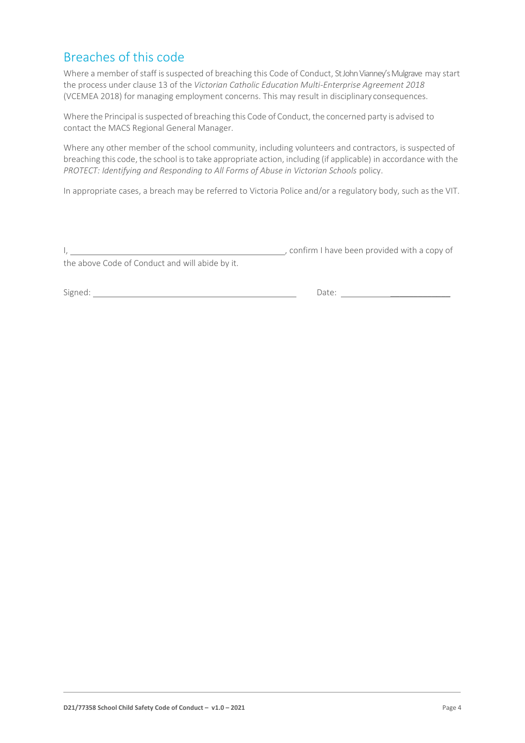## Breaches of this code

Where a member of staff is suspected of breaching this Code of Conduct, St John Vianney's Mulgrave may start the process under clause 13 of the *Victorian Catholic Education Multi-Enterprise Agreement 2018* (VCEMEA 2018) for managing employment concerns. This may result in disciplinary consequences.

Where the Principal is suspected of breaching this Code of Conduct, the concerned party is advised to contact the MACS Regional General Manager.

Where any other member of the school community, including volunteers and contractors, is suspected of breaching this code, the school is to take appropriate action, including (if applicable) in accordance with the *PROTECT: Identifying and Responding to All Forms of Abuse in Victorian Schools* policy.

In appropriate cases, a breach may be referred to Victoria Police and/or a regulatory body, such as the VIT.

I, ______________________________________________, confirm I have been provided with a copy of the above Code of Conduct and will abide by it.

Signed: ____________________________________________ Date: ________________________